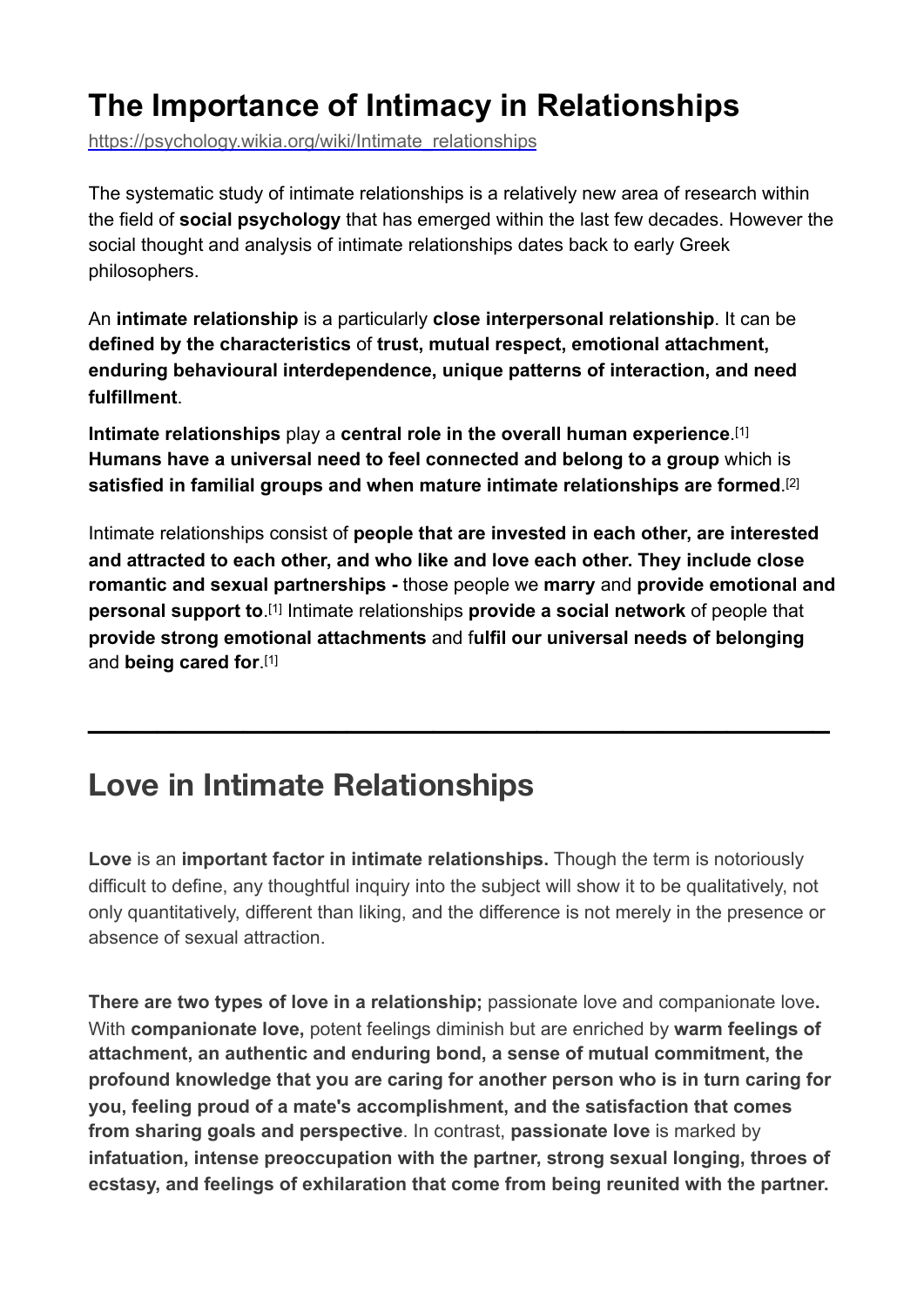# The Importance of Intimacy in Relationships

https://psychology.wikia.org/wiki/Intimate_relationships

The systematic study of intimate relationships is a relatively new area of research within the field of **social psychology** that has emerged within the last few decades. However the social thought and analysis of intimate relationships dates back to early Greek philosophers.

An **intimate relationship** is a particularly **close interpersonal relationship**. It can be **defined by the characteristics** of **trust, mutual respect, emotional attachment, enduring behavioural interdependence, unique patterns of interaction, and need fulfillment**.

**Intimate relationships** play a **central role in the overall human experience**.[1] **Humans have a universal need to feel connected and belong to a group** which is **satisfied in familial groups and when mature intimate relationships are formed**.[2]

Intimate relationships consist of **people that are invested in each other, are interested and attracted to each other, and who like and love each other. They include close romantic and sexual partnerships -** those people we **marry** and **provide emotional and personal support to**.[1] Intimate relationships **provide a social network** of people that **provide strong emotional attachments** and f**ulfil our universal needs of belonging** and **being cared for**.[1]

---

## Love in Intimate Relationships

**Love** is an **important factor in intimate relationships.** Though the term is notoriously difficult to define, any thoughtful inquiry into the subject will show it to be qualitatively, not only quantitatively, different than liking, and the difference is not merely in the presence or absence of sexual attraction.

**There are two types of love in a relationship;** passionate love and companionate love**.** With **companionate love,** potent feelings diminish but are enriched by **warm feelings of attachment, an authentic and enduring bond, a sense of mutual commitment, the profound knowledge that you are caring for another person who is in turn caring for you, feeling proud of a mate's accomplishment, and the satisfaction that comes from sharing goals and perspective**. In contrast, **passionate love** is marked by **infatuation, intense preoccupation with the partner, strong sexual longing, throes of ecstasy, and feelings of exhilaration that come from being reunited with the partner.**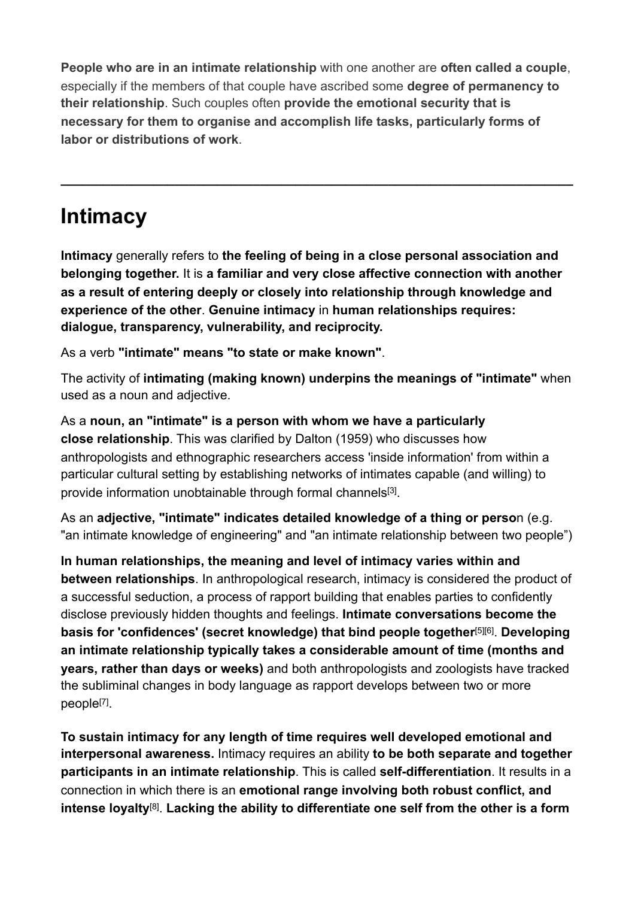**People who are in an intimate relationship** with one another are **often called a couple**, especially if the members of that couple have ascribed some **degree of permanency to their relationship**. Such couples often **provide the emotional security that is necessary for them to organise and accomplish life tasks, particularly forms of labor or distributions of work**.

---

# Intimacy

**Intimacy** generally refers to **the feeling of being in a close personal association and belonging together.** It is **a familiar and very close affective connection with another as a result of entering deeply or closely into relationship through knowledge and experience of the other**. **Genuine intimacy** in **human relationships requires: dialogue, transparency, vulnerability, and reciprocity.**

As a verb **"intimate" means "to state or make known"**.

The activity of **intimating (making known) underpins the meanings of "intimate"** when used as a noun and adjective.

As a **noun, an "intimate" is a person with whom we have a particularly close relationship**. This was clarified by Dalton (1959) who discusses how anthropologists and ethnographic researchers access 'inside information' from within a particular cultural setting by establishing networks of intimates capable (and willing) to provide information unobtainable through formal channels[3].

As an **adjective, "intimate" indicates detailed knowledge of a thing or perso**n (e.g. "an intimate knowledge of engineering" and "an intimate relationship between two people")

**In human relationships, the meaning and level of intimacy varies within and between relationships**. In anthropological research, intimacy is considered the product of a successful seduction, a process of rapport building that enables parties to confidently disclose previously hidden thoughts and feelings. **Intimate conversations become the basis for 'confidences' (secret knowledge) that bind people together**[5][6]. **Developing an intimate relationship typically takes a considerable amount of time (months and years, rather than days or weeks)** and both anthropologists and zoologists have tracked the subliminal changes in body language as rapport develops between two or more people[7].

**To sustain intimacy for any length of time requires well developed emotional and interpersonal awareness.** Intimacy requires an ability **to be both separate and together participants in an intimate relationship**. This is called **self-differentiation**. It results in a connection in which there is an **emotional range involving both robust conflict, and intense loyalty**[8]. **Lacking the ability to differentiate one self from the other is a form**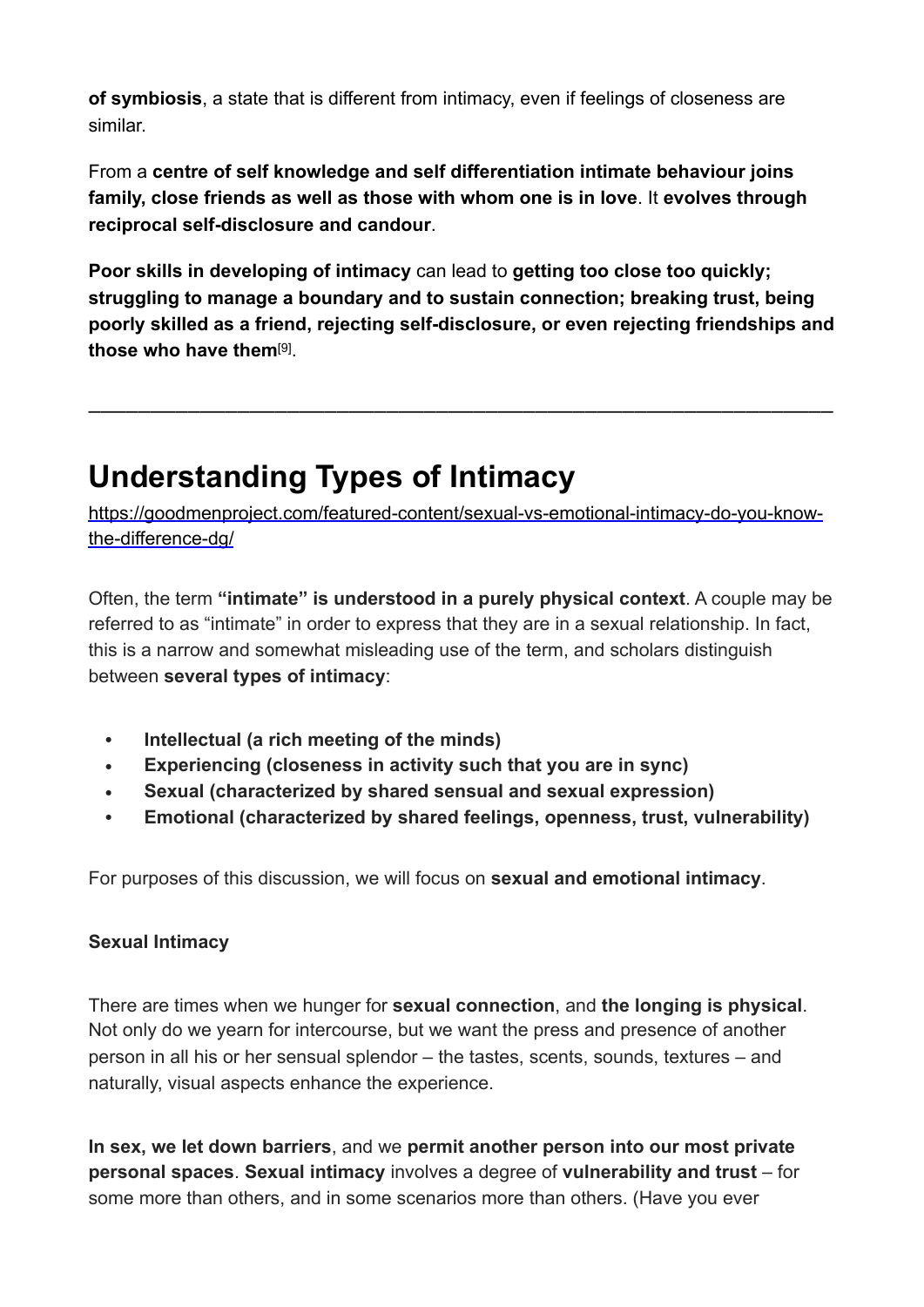**of symbiosis**, a state that is different from intimacy, even if feelings of closeness are similar.

From a **centre of self knowledge and self differentiation intimate behaviour joins family, close friends as well as those with whom one is in love**. It **evolves through reciprocal self-disclosure and candour**.

**Poor skills in developing of intimacy** can lead to **getting too close too quickly; struggling to manage a boundary and to sustain connection; breaking trust, being poorly skilled as a friend, rejecting self-disclosure, or even rejecting friendships and those who have them**[9].

---

# Understanding Types of Intimacy

https://goodmenproject.com/featured-content/sexual-vs-emotional-intimacy-do-you-know-the-difference-dg/

Often, the term **"intimate" is understood in a purely physical context**. A couple may be referred to as "intimate" in order to express that they are in a sexual relationship. In fact, this is a narrow and somewhat misleading use of the term, and scholars distinguish between **several types of intimacy**:

- **Intellectual (a rich meeting of the minds)**
- **Experiencing (closeness in activity such that you are in sync)**
- **Sexual (characterized by shared sensual and sexual expression)**
- **Emotional (characterized by shared feelings, openness, trust, vulnerability)**

For purposes of this discussion, we will focus on **sexual and emotional intimacy**.

**Sexual Intimacy**

There are times when we hunger for **sexual connection**, and **the longing is physical**. Not only do we yearn for intercourse, but we want the press and presence of another person in all his or her sensual splendor – the tastes, scents, sounds, textures – and naturally, visual aspects enhance the experience.

**In sex, we let down barriers**, and we **permit another person into our most private personal spaces**. **Sexual intimacy** involves a degree of **vulnerability and trust** – for some more than others, and in some scenarios more than others. (Have you ever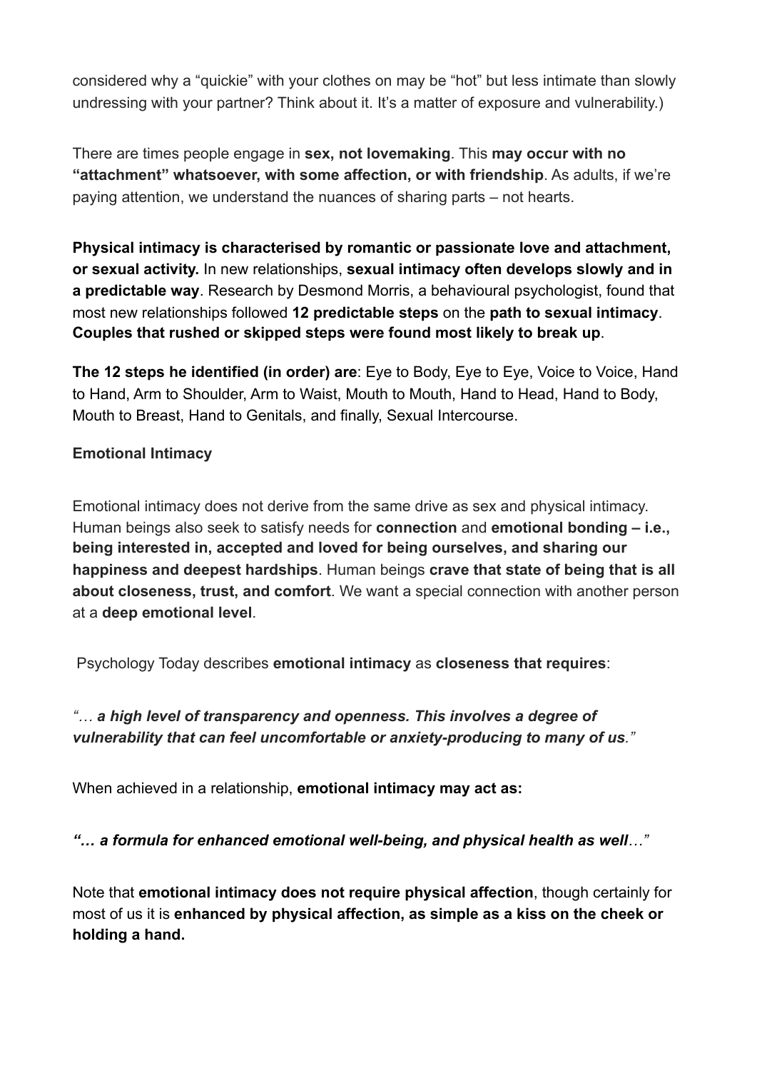considered why a "quickie" with your clothes on may be "hot" but less intimate than slowly undressing with your partner? Think about it. It's a matter of exposure and vulnerability.)

There are times people engage in **sex, not lovemaking**. This **may occur with no "attachment" whatsoever, with some affection, or with friendship**. As adults, if we're paying attention, we understand the nuances of sharing parts – not hearts.

**Physical intimacy is characterised by romantic or passionate love and attachment, or sexual activity.** In new relationships, **sexual intimacy often develops slowly and in a predictable way**. Research by Desmond Morris, a behavioural psychologist, found that most new relationships followed **12 predictable steps** on the **path to sexual intimacy**. **Couples that rushed or skipped steps were found most likely to break up**.

**The 12 steps he identified (in order) are**: Eye to Body, Eye to Eye, Voice to Voice, Hand to Hand, Arm to Shoulder, Arm to Waist, Mouth to Mouth, Hand to Head, Hand to Body, Mouth to Breast, Hand to Genitals, and finally, Sexual Intercourse.

**Emotional Intimacy**

Emotional intimacy does not derive from the same drive as sex and physical intimacy. Human beings also seek to satisfy needs for **connection** and **emotional bonding – i.e., being interested in, accepted and loved for being ourselves, and sharing our happiness and deepest hardships**. Human beings **crave that state of being that is all about closeness, trust, and comfort**. We want a special connection with another person at a **deep emotional level**.

Psychology Today describes **emotional intimacy** as **closeness that requires**:

*"… **a high level of transparency and openness. This involves a degree of vulnerability that can feel uncomfortable or anxiety-producing to many of us**."*

When achieved in a relationship, **emotional intimacy may act as:**

***"… a formula for enhanced emotional well-being, and physical health as well…"***

Note that **emotional intimacy does not require physical affection**, though certainly for most of us it is **enhanced by physical affection, as simple as a kiss on the cheek or holding a hand.**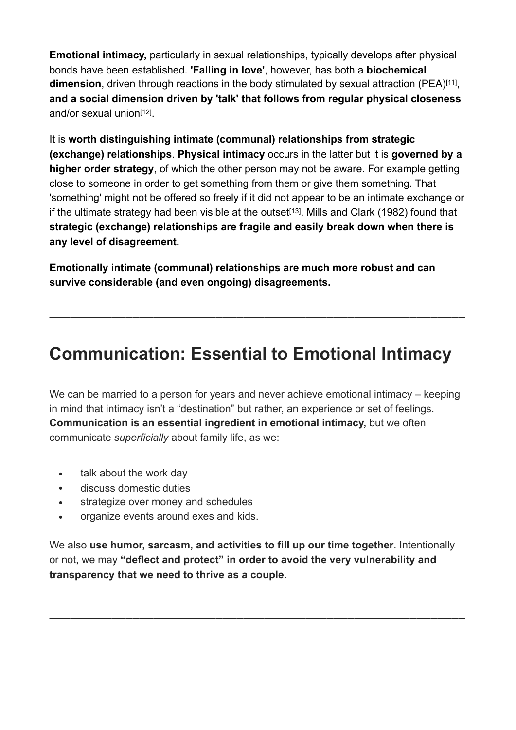**Emotional intimacy,** particularly in sexual relationships, typically develops after physical bonds have been established. **'Falling in love'**, however, has both a **biochemical dimension**, driven through reactions in the body stimulated by sexual attraction (PEA)[11], **and a social dimension driven by 'talk' that follows from regular physical closeness** and/or sexual union[12].

It is **worth distinguishing intimate (communal) relationships from strategic (exchange) relationships**. **Physical intimacy** occurs in the latter but it is **governed by a higher order strategy**, of which the other person may not be aware. For example getting close to someone in order to get something from them or give them something. That 'something' might not be offered so freely if it did not appear to be an intimate exchange or if the ultimate strategy had been visible at the outset[13]. Mills and Clark (1982) found that **strategic (exchange) relationships are fragile and easily break down when there is any level of disagreement.**

**Emotionally intimate (communal) relationships are much more robust and can survive considerable (and even ongoing) disagreements.**

---

## Communication: Essential to Emotional Intimacy

We can be married to a person for years and never achieve emotional intimacy – keeping in mind that intimacy isn't a "destination" but rather, an experience or set of feelings. **Communication is an essential ingredient in emotional intimacy,** but we often communicate *superficially* about family life, as we:

- talk about the work day
- discuss domestic duties
- strategize over money and schedules
- organize events around exes and kids.

We also **use humor, sarcasm, and activities to fill up our time together**. Intentionally or not, we may **"deflect and protect" in order to avoid the very vulnerability and transparency that we need to thrive as a couple.**

---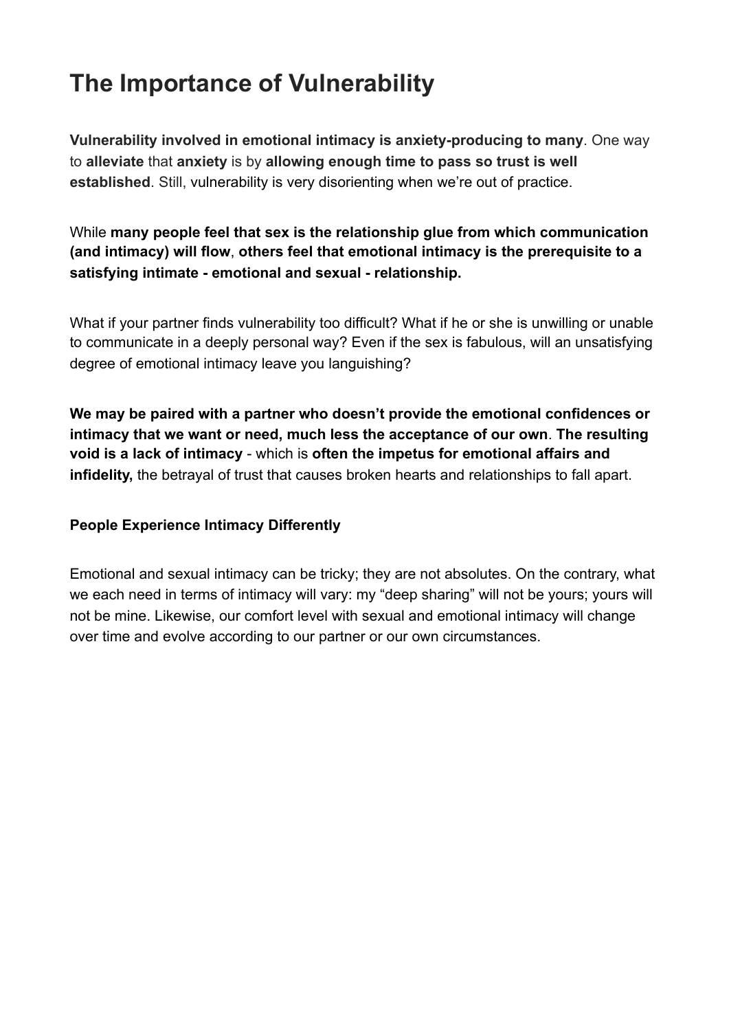# The Importance of Vulnerability

**Vulnerability involved in emotional intimacy is anxiety-producing to many**. One way to **alleviate** that **anxiety** is by **allowing enough time to pass so trust is well established**. Still, vulnerability is very disorienting when we're out of practice.

While **many people feel that sex is the relationship glue from which communication (and intimacy) will flow**, **others feel that emotional intimacy is the prerequisite to a satisfying intimate - emotional and sexual - relationship.**

What if your partner finds vulnerability too difficult? What if he or she is unwilling or unable to communicate in a deeply personal way? Even if the sex is fabulous, will an unsatisfying degree of emotional intimacy leave you languishing?

**We may be paired with a partner who doesn't provide the emotional confidences or intimacy that we want or need, much less the acceptance of our own**. **The resulting void is a lack of intimacy** - which is **often the impetus for emotional affairs and infidelity,** the betrayal of trust that causes broken hearts and relationships to fall apart.

**People Experience Intimacy Differently**

Emotional and sexual intimacy can be tricky; they are not absolutes. On the contrary, what we each need in terms of intimacy will vary: my "deep sharing" will not be yours; yours will not be mine. Likewise, our comfort level with sexual and emotional intimacy will change over time and evolve according to our partner or our own circumstances.